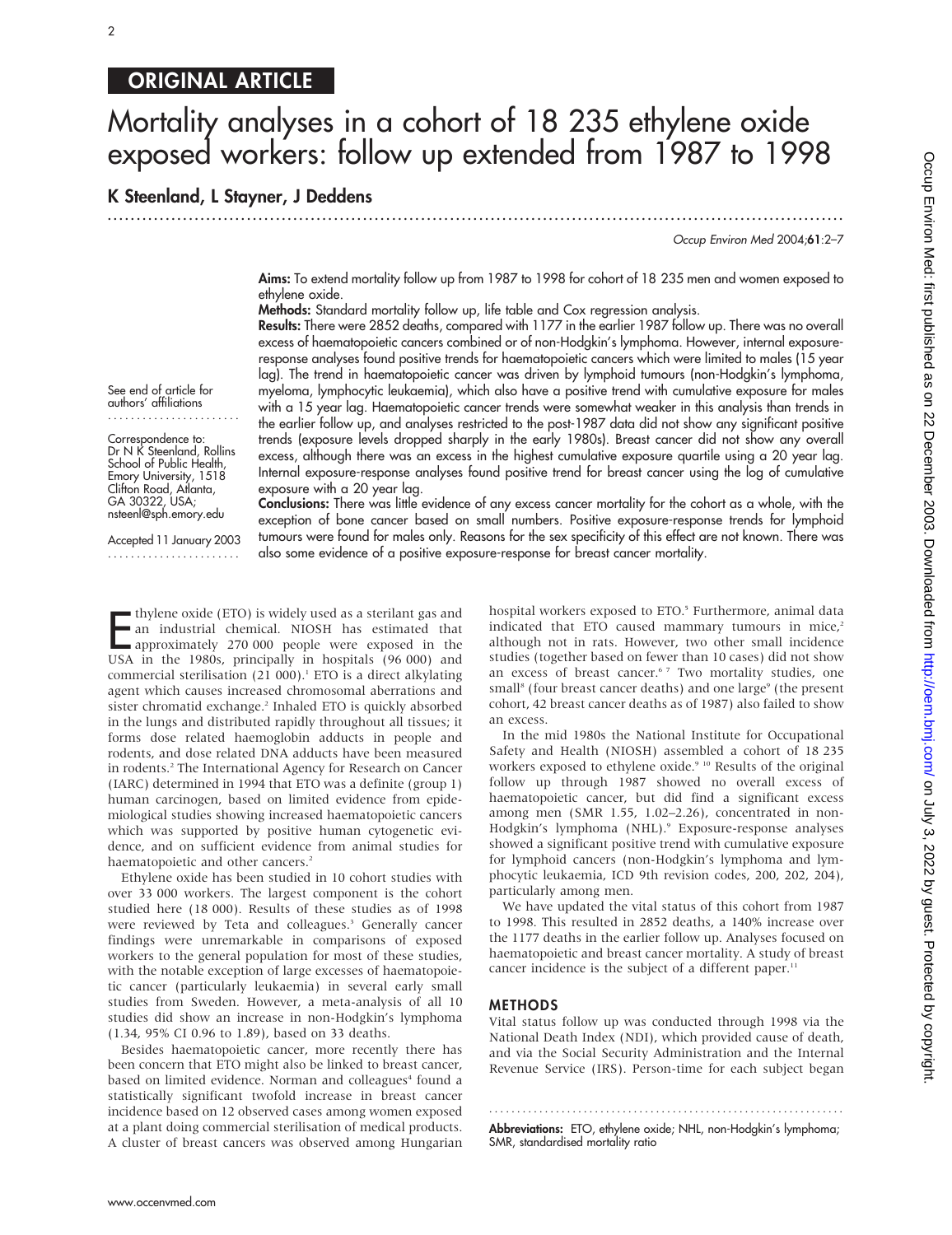ORIGINAL ARTICLE

# Mortality analyses in a cohort of 18 235 ethylene oxide exposed workers: follow up extended from 1987 to 1998

**K Steenland, L Stayner, J Deddens**

See end of article for authors' affiliations

Correspondence to: Dr N K Steenland, Rollins School of Public Health, Emory University, 1518 Clifton Road, Atlanta, GA 30322, USA; nsteenl@sph.emory.edu

Accepted 11 January 2003

**Aims:** To extend mortality follow up from 1987 to 1998 for cohort of 18 235 men and women exposed to ethylene oxide.

**Methods:** Standard mortality follow up, life table and Cox regression analysis.

**Results:** There were 2852 deaths, compared with 1177 in the earlier 1987 follow up. There was no overall excess of haematopoietic cancers combined or of non-Hodgkin's lymphoma. However, internal exposure-response analyses found positive trends for haematopoietic cancers which were limited to males (15 year lag). The trend in haematopoietic cancer was driven by lymphoid tumours (non-Hodgkin's lymphoma, myeloma, lymphocytic leukaemia), which also have a positive trend with cumulative exposure for males with a 15 year lag. Haematopoietic cancer trends were somewhat weaker in this analysis than trends in the earlier follow up, and analyses restricted to the post-1987 data did not show any significant positive trends (exposure levels dropped sharply in the early 1980s). Breast cancer did not show any overall excess, although there was an excess in the highest cumulative exposure quartile using a 20 year lag. Internal exposure-response analyses found positive trend for breast cancer using the log of cumulative exposure with a 20 year lag.

**Conclusions:** There was little evidence of any excess cancer mortality for the cohort as a whole, with the exception of bone cancer based on small numbers. Positive exposure-response trends for lymphoid tumours were found for males only. Reasons for the sex specificity of this effect are not known. There was also some evidence of a positive exposure-response for breast cancer mortality.

Ethylene oxide (ETO) is widely used as a sterilant gas and an industrial chemical. NIOSH has estimated that approximately 270 000 people were exposed in the USA in the 1980s, principally in hospitals (96 000) and commercial sterilisation (21 000).[1] ETO is a direct alkylating agent which causes increased chromosomal aberrations and sister chromatid exchange.[2] Inhaled ETO is quickly absorbed in the lungs and distributed rapidly throughout all tissues; it forms dose related haemoglobin adducts in people and rodents, and dose related DNA adducts have been measured in rodents.[2] The International Agency for Research on Cancer (IARC) determined in 1994 that ETO was a definite (group 1) human carcinogen, based on limited evidence from epidemiological studies showing increased haematopoietic cancers which was supported by positive human cytogenetic evidence, and on sufficient evidence from animal studies for haematopoietic and other cancers.[2]

Ethylene oxide has been studied in 10 cohort studies with over 33 000 workers. The largest component is the cohort studied here (18 000). Results of these studies as of 1998 were reviewed by Teta and colleagues.[3] Generally cancer findings were unremarkable in comparisons of exposed workers to the general population for most of these studies, with the notable exception of large excesses of haematopoietic cancer (particularly leukaemia) in several early small studies from Sweden. However, a meta-analysis of all 10 studies did show an increase in non-Hodgkin's lymphoma (1.34, 95% CI 0.96 to 1.89), based on 33 deaths.

Besides haematopoietic cancer, more recently there has been concern that ETO might also be linked to breast cancer, based on limited evidence. Norman and colleagues[4] found a statistically significant twofold increase in breast cancer incidence based on 12 observed cases among women exposed at a plant doing commercial sterilisation of medical products. A cluster of breast cancers was observed among Hungarian hospital workers exposed to ETO.[5] Furthermore, animal data indicated that ETO caused mammary tumours in mice,[2] although not in rats. However, two other small incidence studies (together based on fewer than 10 cases) did not show an excess of breast cancer.[6,7] Two mortality studies, one small[8] (four breast cancer deaths) and one large[9] (the present cohort, 42 breast cancer deaths as of 1987) also failed to show an excess.

In the mid 1980s the National Institute for Occupational Safety and Health (NIOSH) assembled a cohort of 18 235 workers exposed to ethylene oxide.[9,10] Results of the original follow up through 1987 showed no overall excess of haematopoietic cancer, but did find a significant excess among men (SMR 1.55, 1.02–2.26), concentrated in non-Hodgkin's lymphoma (NHL).[9] Exposure-response analyses showed a significant positive trend with cumulative exposure for lymphoid cancers (non-Hodgkin's lymphoma and lymphocytic leukaemia, ICD 9th revision codes, 200, 202, 204), particularly among men.

We have updated the vital status of this cohort from 1987 to 1998. This resulted in 2852 deaths, a 140% increase over the 1177 deaths in the earlier follow up. Analyses focused on haematopoietic and breast cancer mortality. A study of breast cancer incidence is the subject of a different paper.[11]

## METHODS

Vital status follow up was conducted through 1998 via the National Death Index (NDI), which provided cause of death, and via the Social Security Administration and the Internal Revenue Service (IRS). Person-time for each subject began

**Abbreviations:** ETO, ethylene oxide; NHL, non-Hodgkin's lymphoma; SMR, standardised mortality ratio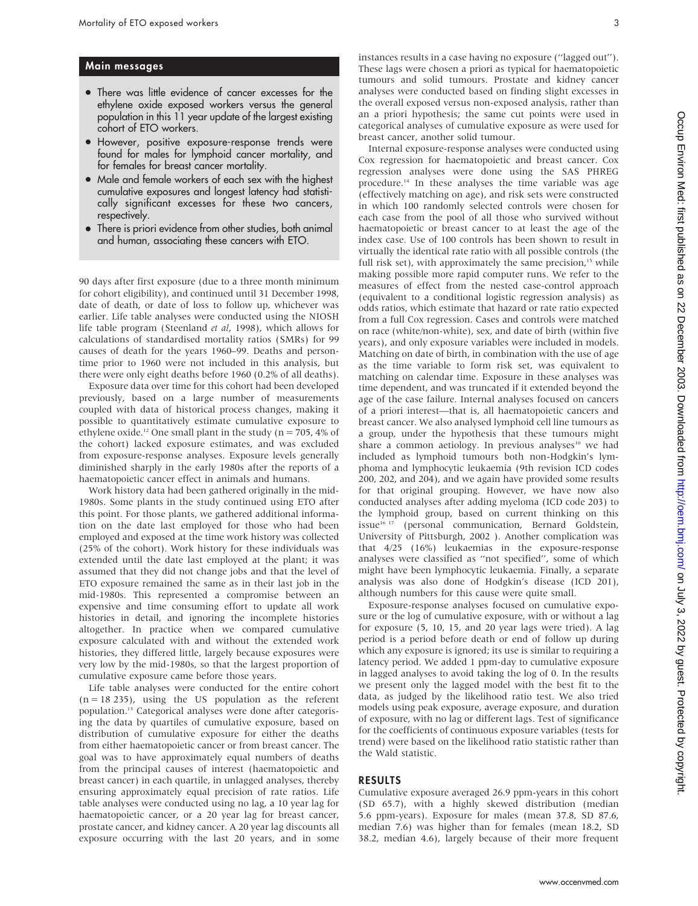## Main messages

- There was little evidence of cancer excesses for the ethylene oxide exposed workers versus the general population in this 11 year update of the largest existing cohort of ETO workers.
- However, positive exposure-response trends were found for males for lymphoid cancer mortality, and for females for breast cancer mortality.
- Male and female workers of each sex with the highest cumulative exposures and longest latency had statistically significant excesses for these two cancers, respectively.
- There is priori evidence from other studies, both animal and human, associating these cancers with ETO.

90 days after first exposure (due to a three month minimum for cohort eligibility), and continued until 31 December 1998, date of death, or date of loss to follow up, whichever was earlier. Life table analyses were conducted using the NIOSH life table program (Steenland *et al*, 1998), which allows for calculations of standardised mortality ratios (SMRs) for 99 causes of death for the years 1960–99. Deaths and person-time prior to 1960 were not included in this analysis, but there were only eight deaths before 1960 (0.2% of all deaths).

Exposure data over time for this cohort had been developed previously, based on a large number of measurements coupled with data of historical process changes, making it possible to quantitatively estimate cumulative exposure to ethylene oxide.[12] One small plant in the study (n = 705, 4% of the cohort) lacked exposure estimates, and was excluded from exposure-response analyses. Exposure levels generally diminished sharply in the early 1980s after the reports of a haematopoietic cancer effect in animals and humans.

Work history data had been gathered originally in the mid-1980s. Some plants in the study continued using ETO after this point. For those plants, we gathered additional information on the date last employed for those who had been employed and exposed at the time work history was collected (25% of the cohort). Work history for these individuals was extended until the date last employed at the plant; it was assumed that they did not change jobs and that the level of ETO exposure remained the same as in their last job in the mid-1980s. This represented a compromise between an expensive and time consuming effort to update all work histories in detail, and ignoring the incomplete histories altogether. In practice when we compared cumulative exposure calculated with and without the extended work histories, they differed little, largely because exposures were very low by the mid-1980s, so that the largest proportion of cumulative exposure came before those years.

Life table analyses were conducted for the entire cohort (n = 18 235), using the US population as the referent population.[13] Categorical analyses were done after categorising the data by quartiles of cumulative exposure, based on distribution of cumulative exposure for either the deaths from either haematopoietic cancer or from breast cancer. The goal was to have approximately equal numbers of deaths from the principal causes of interest (haematopoietic and breast cancer) in each quartile, in unlagged analyses, thereby ensuring approximately equal precision of rate ratios. Life table analyses were conducted using no lag, a 10 year lag for haematopoietic cancer, or a 20 year lag for breast cancer, prostate cancer, and kidney cancer. A 20 year lag discounts all exposure occurring with the last 20 years, and in some instances results in a case having no exposure ("lagged out"). These lags were chosen a priori as typical for haematopoietic tumours and solid tumours. Prostate and kidney cancer analyses were conducted based on finding slight excesses in the overall exposed versus non-exposed analysis, rather than an a priori hypothesis; the same cut points were used in categorical analyses of cumulative exposure as were used for breast cancer, another solid tumour.

Internal exposure-response analyses were conducted using Cox regression for haematopoietic and breast cancer. Cox regression analyses were done using the SAS PHREG procedure.[14] In these analyses the time variable was age (effectively matching on age), and risk sets were constructed in which 100 randomly selected controls were chosen for each case from the pool of all those who survived without haematopoietic or breast cancer to at least the age of the index case. Use of 100 controls has been shown to result in virtually the identical rate ratio with all possible controls (the full risk set), with approximately the same precision,[15] while making possible more rapid computer runs. We refer to the measures of effect from the nested case-control approach (equivalent to a conditional logistic regression analysis) as odds ratios, which estimate that hazard or rate ratio expected from a full Cox regression. Cases and controls were matched on race (white/non-white), sex, and date of birth (within five years), and only exposure variables were included in models. Matching on date of birth, in combination with the use of age as the time variable to form risk set, was equivalent to matching on calendar time. Exposure in these analyses was time dependent, and was truncated if it extended beyond the age of the case failure. Internal analyses focused on cancers of a priori interest—that is, all haematopoietic cancers and breast cancer. We also analysed lymphoid cell line tumours as a group, under the hypothesis that these tumours might share a common aetiology. In previous analyses[10] we had included as lymphoid tumours both non-Hodgkin's lymphoma and lymphocytic leukaemia (9th revision ICD codes 200, 202, and 204), and we again have provided some results for that original grouping. However, we have now also conducted analyses after adding myeloma (ICD code 203) to the lymphoid group, based on current thinking on this issue[16,17] (personal communication, Bernard Goldstein, University of Pittsburgh, 2002 ). Another complication was that 4/25 (16%) leukaemias in the exposure-response analyses were classified as "not specified", some of which might have been lymphocytic leukaemia. Finally, a separate analysis was also done of Hodgkin's disease (ICD 201), although numbers for this cause were quite small.

Exposure-response analyses focused on cumulative exposure or the log of cumulative exposure, with or without a lag for exposure (5, 10, 15, and 20 year lags were tried). A lag period is a period before death or end of follow up during which any exposure is ignored; its use is similar to requiring a latency period. We added 1 ppm-day to cumulative exposure in lagged analyses to avoid taking the log of 0. In the results we present only the lagged model with the best fit to the data, as judged by the likelihood ratio test. We also tried models using peak exposure, average exposure, and duration of exposure, with no lag or different lags. Test of significance for the coefficients of continuous exposure variables (tests for trend) were based on the likelihood ratio statistic rather than the Wald statistic.

## RESULTS

Cumulative exposure averaged 26.9 ppm-years in this cohort (SD 65.7), with a highly skewed distribution (median 5.6 ppm-years). Exposure for males (mean 37.8, SD 87.6, median 7.6) was higher than for females (mean 18.2, SD 38.2, median 4.6), largely because of their more frequent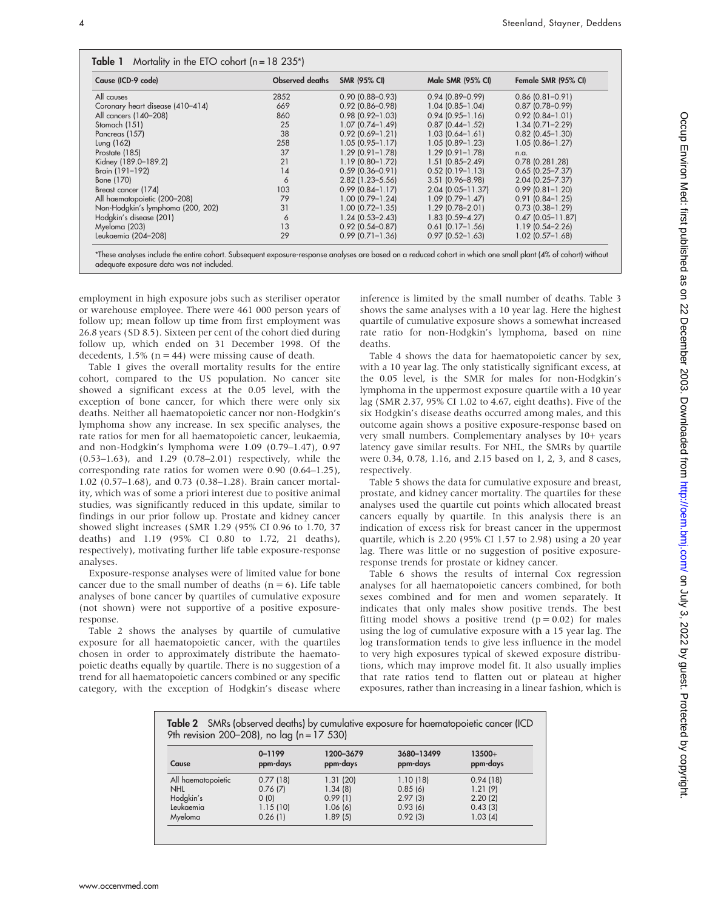**Table 1** Mortality in the ETO cohort (n = 18 235*)

| Cause (ICD-9 code) | Observed deaths | SMR (95% CI) | Male SMR (95% CI) | Female SMR (95% CI) |
|---|---|---|---|---|
| All causes | 2852 | 0.90 (0.88–0.93) | 0.94 (0.89–0.99) | 0.86 (0.81–0.91) |
| Coronary heart disease (410–414) | 669 | 0.92 (0.86–0.98) | 1.04 (0.85–1.04) | 0.87 (0.78–0.99) |
| All cancers (140–208) | 860 | 0.98 (0.92–1.03) | 0.94 (0.95–1.16) | 0.92 (0.84–1.01) |
| Stomach (151) | 25 | 1.07 (0.74–1.49) | 0.87 (0.44–1.52) | 1.34 (0.71–2.29) |
| Pancreas (157) | 38 | 0.92 (0.69–1.21) | 1.03 (0.64–1.61) | 0.82 (0.45–1.30) |
| Lung (162) | 258 | 1.05 (0.95–1.17) | 1.05 (0.89–1.23) | 1.05 (0.86–1.27) |
| Prostate (185) | 37 | 1.29 (0.91–1.78) | 1.29 (0.91–1.78) | n.a. |
| Kidney (189.0–189.2) | 21 | 1.19 (0.80–1.72) | 1.51 (0.85–2.49) | 0.78 (0.281.28) |
| Brain (191–192) | 14 | 0.59 (0.36–0.91) | 0.52 (0.19–1.13) | 0.65 (0.25–7.37) |
| Bone (170) | 6 | 2.82 (1.23–5.56) | 3.51 (0.96–8.98) | 2.04 (0.25–7.37) |
| Breast cancer (174) | 103 | 0.99 (0.84–1.17) | 2.04 (0.05–11.37) | 0.99 (0.81–1.20) |
| All haematopoietic (200–208) | 79 | 1.00 (0.79–1.24) | 1.09 (0.79–1.47) | 0.91 (0.84–1.25) |
| Non-Hodgkin's lymphoma (200, 202) | 31 | 1.00 (0.72–1.35) | 1.29 (0.78–2.01) | 0.73 (0.38–1.29) |
| Hodgkin's disease (201) | 6 | 1.24 (0.53–2.43) | 1.83 (0.59–4.27) | 0.47 (0.05–11.87) |
| Myeloma (203) | 13 | 0.92 (0.54–0.87) | 0.61 (0.17–1.56) | 1.19 (0.54–2.26) |
| Leukaemia (204–208) | 29 | 0.99 (0.71–1.36) | 0.97 (0.52–1.63) | 1.02 (0.57–1.68) |

*These analyses include the entire cohort. Subsequent exposure-response analyses are based on a reduced cohort in which one small plant (4% of cohort) without adequate exposure data was not included.

employment in high exposure jobs such as steriliser operator or warehouse employee. There were 461 000 person years of follow up; mean follow up time from first employment was 26.8 years (SD 8.5). Sixteen per cent of the cohort died during follow up, which ended on 31 December 1998. Of the decedents, 1.5% (n = 44) were missing cause of death.

Table 1 gives the overall mortality results for the entire cohort, compared to the US population. No cancer site showed a significant excess at the 0.05 level, with the exception of bone cancer, for which there were only six deaths. Neither all haematopoietic cancer nor non-Hodgkin's lymphoma show any increase. In sex specific analyses, the rate ratios for men for all haematopoietic cancer, leukaemia, and non-Hodgkin's lymphoma were 1.09 (0.79–1.47), 0.97 (0.53–1.63), and 1.29 (0.78–2.01) respectively, while the corresponding rate ratios for women were 0.90 (0.64–1.25), 1.02 (0.57–1.68), and 0.73 (0.38–1.28). Brain cancer mortality, which was of some a priori interest due to positive animal studies, was significantly reduced in this update, similar to findings in our prior follow up. Prostate and kidney cancer showed slight increases (SMR 1.29 (95% CI 0.96 to 1.70, 37 deaths) and 1.19 (95% CI 0.80 to 1.72, 21 deaths), respectively), motivating further life table exposure-response analyses.

Exposure-response analyses were of limited value for bone cancer due to the small number of deaths (n = 6). Life table analyses of bone cancer by quartiles of cumulative exposure (not shown) were not supportive of a positive exposure-response.

Table 2 shows the analyses by quartile of cumulative exposure for all haematopoietic cancer, with the quartiles chosen in order to approximately distribute the haematopoietic deaths equally by quartile. There is no suggestion of a trend for all haematopoietic cancers combined or any specific category, with the exception of Hodgkin's disease where inference is limited by the small number of deaths. Table 3 shows the same analyses with a 10 year lag. Here the highest quartile of cumulative exposure shows a somewhat increased rate ratio for non-Hodgkin's lymphoma, based on nine deaths.

Table 4 shows the data for haematopoietic cancer by sex, with a 10 year lag. The only statistically significant excess, at the 0.05 level, is the SMR for males for non-Hodgkin's lymphoma in the uppermost exposure quartile with a 10 year lag (SMR 2.37, 95% CI 1.02 to 4.67, eight deaths). Five of the six Hodgkin's disease deaths occurred among males, and this outcome again shows a positive exposure-response based on very small numbers. Complementary analyses by 10+ years latency gave similar results. For NHL, the SMRs by quartile were 0.34, 0.78, 1.16, and 2.15 based on 1, 2, 3, and 8 cases, respectively.

Table 5 shows the data for cumulative exposure and breast, prostate, and kidney cancer mortality. The quartiles for these analyses used the quartile cut points which allocated breast cancers equally by quartile. In this analysis there is an indication of excess risk for breast cancer in the uppermost quartile, which is 2.20 (95% CI 1.57 to 2.98) using a 20 year lag. There was little or no suggestion of positive exposure-response trends for prostate or kidney cancer.

Table 6 shows the results of internal Cox regression analyses for all haematopoietic cancers combined, for both sexes combined and for men and women separately. It indicates that only males show positive trends. The best fitting model shows a positive trend (p = 0.02) for males using the log of cumulative exposure with a 15 year lag. The log transformation tends to give less influence in the model to very high exposures typical of skewed exposure distributions, which may improve model fit. It also usually implies that rate ratios tend to flatten out or plateau at higher exposures, rather than increasing in a linear fashion, which is

**Table 2** SMRs (observed deaths) by cumulative exposure for haematopoietic cancer (ICD 9th revision 200–208), no lag (n = 17 530)

| Cause | 0–1199 ppm-days | 1200–3679 ppm-days | 3680–13499 ppm-days | 13500+ ppm-days |
|---|---|---|---|---|
| All haematopoietic | 0.77 (18) | 1.31 (20) | 1.10 (18) | 0.94 (18) |
| NHL | 0.76 (7) | 1.34 (8) | 0.85 (6) | 1.21 (9) |
| Hodgkin's | 0 (0) | 0.99 (1) | 2.97 (3) | 2.20 (2) |
| Leukaemia | 1.15 (10) | 1.06 (6) | 0.93 (6) | 0.43 (3) |
| Myeloma | 0.26 (1) | 1.89 (5) | 0.92 (3) | 1.03 (4) |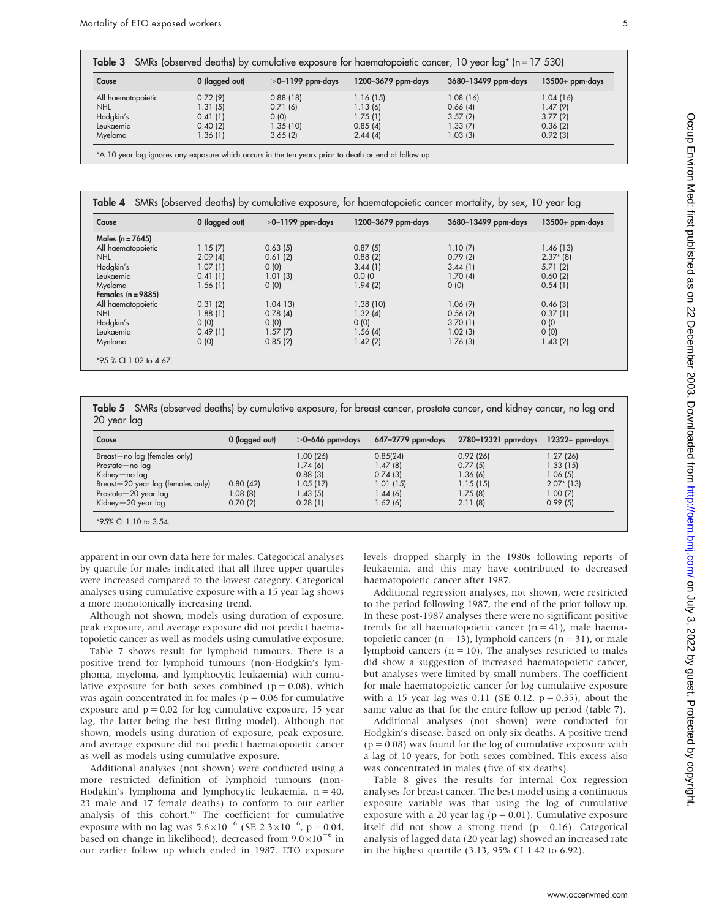**Table 3** SMRs (observed deaths) by cumulative exposure for haematopoietic cancer, 10 year lag* (n = 17 530)

| Cause | 0 (lagged out) | >0–1199 ppm-days | 1200–3679 ppm-days | 3680–13499 ppm-days | 13500+ ppm-days |
|---|---|---|---|---|---|
| All haematopoietic | 0.72 (9) | 0.88 (18) | 1.16 (15) | 1.08 (16) | 1.04 (16) |
| NHL | 1.31 (5) | 0.71 (6) | 1.13 (6) | 0.66 (4) | 1.47 (9) |
| Hodgkin's | 0.41 (1) | 0 (0) | 1.75 (1) | 3.57 (2) | 3.77 (2) |
| Leukaemia | 0.40 (2) | 1.35 (10) | 0.85 (4) | 1.33 (7) | 0.36 (2) |
| Myeloma | 1.36 (1) | 3.65 (2) | 2.44 (4) | 1.03 (3) | 0.92 (3) |

*A 10 year lag ignores any exposure which occurs in the ten years prior to death or end of follow up.

**Table 4** SMRs (observed deaths) by cumulative exposure, for haematopoietic cancer mortality, by sex, 10 year lag

| Cause | 0 (lagged out) | >0–1199 ppm-days | 1200–3679 ppm-days | 3680–13499 ppm-days | 13500+ ppm-days |
|---|---|---|---|---|---|
| **Males (n = 7645)** | | | | | |
| All haematopoietic | 1.15 (7) | 0.63 (5) | 0.87 (5) | 1.10 (7) | 1.46 (13) |
| NHL | 2.09 (4) | 0.61 (2) | 0.88 (2) | 0.79 (2) | 2.37* (8) |
| Hodgkin's | 1.07 (1) | 0 (0) | 3.44 (1) | 3.44 (1) | 5.71 (2) |
| Leukaemia | 0.41 (1) | 1.01 (3) | 0.0 (0 | 1.70 (4) | 0.60 (2) |
| Myeloma | 1.56 (1) | 0 (0) | 1.94 (2) | 0 (0) | 0.54 (1) |
| **Females (n = 9885)** | | | | | |
| All haematopoietic | 0.31 (2) | 1.04 13) | 1.38 (10) | 1.06 (9) | 0.46 (3) |
| NHL | 1.88 (1) | 0.78 (4) | 1.32 (4) | 0.56 (2) | 0.37 (1) |
| Hodgkin's | 0 (0) | 0 (0) | 0 (0) | 3.70 (1) | 0 (0 |
| Leukaemia | 0.49 (1) | 1.57 (7) | 1.56 (4) | 1.02 (3) | 0 (0) |
| Myeloma | 0 (0) | 0.85 (2) | 1.42 (2) | 1.76 (3) | 1.43 (2) |

*95 % CI 1.02 to 4.67.

**Table 5** SMRs (observed deaths) by cumulative exposure, for breast cancer, prostate cancer, and kidney cancer, no lag and 20 year lag

| Cause | 0 (lagged out) | >0–646 ppm-days | 647–2779 ppm-days | 2780–12321 ppm-days | 12322+ ppm-days |
|---|---|---|---|---|---|
| Breast—no lag (females only) | | 1.00 (26) | 0.85(24) | 0.92 (26) | 1.27 (26) |
| Prostate—no lag | | 1.74 (6) | 1.47 (8) | 0.77 (5) | 1.33 (15) |
| Kidney—no lag | | 0.88 (3) | 0.74 (3) | 1.36 (6) | 1.06 (5) |
| Breast—20 year lag (females only) | 0.80 (42) | 1.05 (17) | 1.01 (15) | 1.15 (15) | 2.07* (13) |
| Prostate—20 year lag | 1.08 (8) | 1.43 (5) | 1.44 (6) | 1.75 (8) | 1.00 (7) |
| Kidney—20 year lag | 0.70 (2) | 0.28 (1) | 1.62 (6) | 2.11 (8) | 0.99 (5) |

*95% CI 1.10 to 3.54.

apparent in our own data here for males. Categorical analyses by quartile for males indicated that all three upper quartiles were increased compared to the lowest category. Categorical analyses using cumulative exposure with a 15 year lag shows a more monotonically increasing trend.

Although not shown, models using duration of exposure, peak exposure, and average exposure did not predict haematopoietic cancer as well as models using cumulative exposure.

Table 7 shows result for lymphoid tumours. There is a positive trend for lymphoid tumours (non-Hodgkin's lymphoma, myeloma, and lymphocytic leukaemia) with cumulative exposure for both sexes combined ($p = 0.08$), which was again concentrated in for males ($p = 0.06$ for cumulative exposure and $p = 0.02$ for log cumulative exposure, 15 year lag, the latter being the best fitting model). Although not shown, models using duration of exposure, peak exposure, and average exposure did not predict haematopoietic cancer as well as models using cumulative exposure.

Additional analyses (not shown) were conducted using a more restricted definition of lymphoid tumours (non-Hodgkin's lymphoma and lymphocytic leukaemia, n = 40, 23 male and 17 female deaths) to conform to our earlier analysis of this cohort.[10] The coefficient for cumulative exposure with no lag was $5.6\times10^{-6}$ (SE $2.3\times10^{-6}$, $p = 0.04$, based on change in likelihood), decreased from $9.0\times10^{-6}$ in our earlier follow up which ended in 1987. ETO exposure levels dropped sharply in the 1980s following reports of leukaemia, and this may have contributed to decreased haematopoietic cancer after 1987.

Additional regression analyses, not shown, were restricted to the period following 1987, the end of the prior follow up. In these post-1987 analyses there were no significant positive trends for all haematopoietic cancer (n = 41), male haematopoietic cancer (n = 13), lymphoid cancers (n = 31), or male lymphoid cancers (n = 10). The analyses restricted to males did show a suggestion of increased haematopoietic cancer, but analyses were limited by small numbers. The coefficient for male haematopoietic cancer for log cumulative exposure with a 15 year lag was 0.11 (SE 0.12, $p = 0.35$), about the same value as that for the entire follow up period (table 7).

Additional analyses (not shown) were conducted for Hodgkin's disease, based on only six deaths. A positive trend ($p = 0.08$) was found for the log of cumulative exposure with a lag of 10 years, for both sexes combined. This excess also was concentrated in males (five of six deaths).

Table 8 gives the results for internal Cox regression analyses for breast cancer. The best model using a continuous exposure variable was that using the log of cumulative exposure with a 20 year lag ($p = 0.01$). Cumulative exposure itself did not show a strong trend ($p = 0.16$). Categorical analysis of lagged data (20 year lag) showed an increased rate in the highest quartile (3.13, 95% CI 1.42 to 6.92).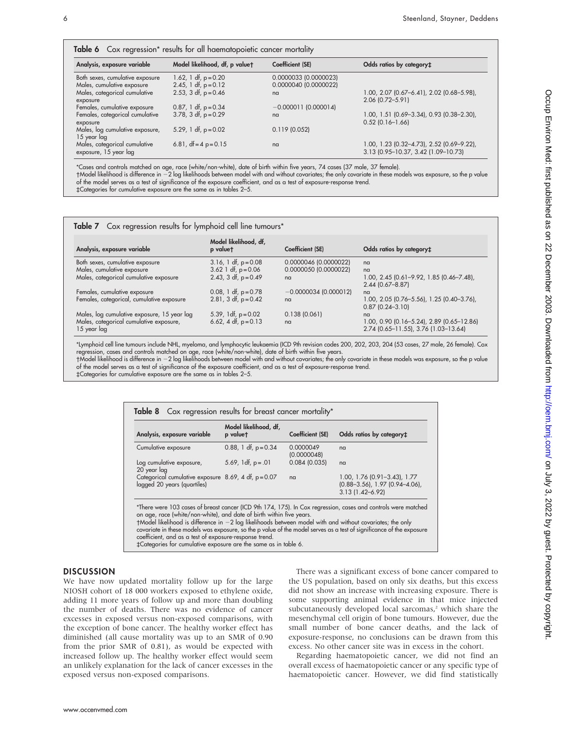**Table 6** Cox regression* results for all haematopoietic cancer mortality

| Analysis, exposure variable | Model likelihood, df, p value† | Coefficient (SE) | Odds ratios by category‡ |
|---|---|---|---|
| Both sexes, cumulative exposure | 1.62, 1 df, p = 0.20 | 0.0000033 (0.0000023) | |
| Males, cumulative exposure | 2.45, 1 df, p = 0.12 | 0.0000040 (0.0000022) | |
| Males, categorical cumulative exposure | 2.53, 3 df, p = 0.46 | na | 1.00, 2.07 (0.67–6.41), 2.02 (0.68–5.98), 2.06 (0.72–5.91) |
| Females, cumulative exposure | 0.87, 1 df, p = 0.34 | −0.000011 (0.000014) | |
| Females, categorical cumulative exposure | 3.78, 3 df, p = 0.29 | na | 1.00, 1.51 (0.69–3.34), 0.93 (0.38–2.30), 0.52 (0.16–1.66) |
| Males, log cumulative exposure, 15 year lag | 5.29, 1 df, p = 0.02 | 0.119 (0.052) | |
| Males, categorical cumulative exposure, 15 year lag | 6.81, df = 4 p = 0.15 | na | 1.00, 1.23 (0.32–4.73), 2.52 (0.69–9.22), 3.13 (0.95–10.37, 3.42 (1.09–10.73) |

*Cases and controls matched on age, race (white/non-white), date of birth within five years, 74 cases (37 male, 37 female).
†Model likelihood is difference in −2 log likelihoods between model with and without covariates; the only covariate in these models was exposure, so the p value of the model serves as a test of significance of the exposure coefficient, and as a test of exposure-response trend.
‡Categories for cumulative exposure are the same as in tables 2–5.

**Table 7** Cox regression results for lymphoid cell line tumours*

| Analysis, exposure variable | Model likelihood, df, p value† | Coefficient (SE) | Odds ratios by category‡ |
|---|---|---|---|
| Both sexes, cumulative exposure | 3.16, 1 df, p = 0.08 | 0.0000046 (0.0000022) | na |
| Males, cumulative exposure | 3.62 1 df, p = 0.06 | 0.0000050 (0.0000022) | na |
| Males, categorical cumulative exposure | 2.43, 3 df, p = 0.49 | na | 1.00, 2.45 (0.61–9.92, 1.85 (0.46–7.48), 2.44 (0.67–8.87) |
| Females, cumulative exposure | 0.08, 1 df, p = 0.78 | −0.0000034 (0.000012) | na |
| Females, categorical, cumulative exposure | 2.81, 3 df, p = 0.42 | na | 1.00, 2.05 (0.76–5.56), 1.25 (0.40–3.76), 0.87 (0.24–3.10) |
| Males, log cumulative exposure, 15 year lag | 5.39, 1df, p = 0.02 | 0.138 (0.061) | na |
| Males, categorical cumulative exposure, 15 year lag | 6.62, 4 df, p = 0.13 | na | 1.00, 0.90 (0.16–5.24), 2.89 (0.65–12.86) 2.74 (0.65–11.55), 3.76 (1.03–13.64) |

*Lymphoid cell line tumours include NHL, myeloma, and lymphocytic leukaemia (ICD 9th revision codes 200, 202, 203, 204 (53 cases, 27 male, 26 female). Cox regression, cases and controls matched on age, race (white/non-white), date of birth within five years.
†Model likelihood is difference in −2 log likelihoods between model with and without covariates; the only covariate in these models was exposure, so the p value of the model serves as a test of significance of the exposure coefficient, and as a test of exposure-response trend.
‡Categories for cumulative exposure are the same as in tables 2–5.

**Table 8** Cox regression results for breast cancer mortality*

| Analysis, exposure variable | Model likelihood, df, p value† | Coefficient (SE) | Odds ratios by category‡ |
|---|---|---|---|
| Cumulative exposure | 0.88, 1 df, p = 0.34 | 0.0000049 (0.0000048) | na |
| Log cumulative exposure, 20 year lag | 5.69, 1df, p = .01 | 0.084 (0.035) | na |
| Categorical cumulative exposure lagged 20 years (quartiles) | 8.69, 4 df, p = 0.07 | na | 1.00, 1.76 (0.91–3.43), 1.77 (0.88–3.56), 1.97 (0.94–4.06), 3.13 (1.42–6.92) |

*There were 103 cases of breast cancer (ICD 9th 174, 175). In Cox regression, cases and controls were matched on age, race (white/non-white), and date of birth within five years.
†Model likelihood is difference in −2 log likelihoods between model with and without covariates; the only covariate in these models was exposure, so the p value of the model serves as a test of significance of the exposure coefficient, and as a test of exposure-response trend.
‡Categories for cumulative exposure are the same as in table 6.

## DISCUSSION

We have now updated mortality follow up for the large NIOSH cohort of 18 000 workers exposed to ethylene oxide, adding 11 more years of follow up and more than doubling the number of deaths. There was no evidence of cancer excesses in exposed versus non-exposed comparisons, with the exception of bone cancer. The healthy worker effect has diminished (all cause mortality was up to an SMR of 0.90 from the prior SMR of 0.81), as would be expected with increased follow up. The healthy worker effect would seem an unlikely explanation for the lack of cancer excesses in the exposed versus non-exposed comparisons.

There was a significant excess of bone cancer compared to the US population, based on only six deaths, but this excess did not show an increase with increasing exposure. There is some supporting animal evidence in that mice injected subcutaneously developed local sarcomas,[2] which share the mesenchymal cell origin of bone tumours. However, due the small number of bone cancer deaths, and the lack of exposure-response, no conclusions can be drawn from this excess. No other cancer site was in excess in the cohort.

Regarding haematopoietic cancer, we did not find an overall excess of haematopoietic cancer or any specific type of haematopoietic cancer. However, we did find statistically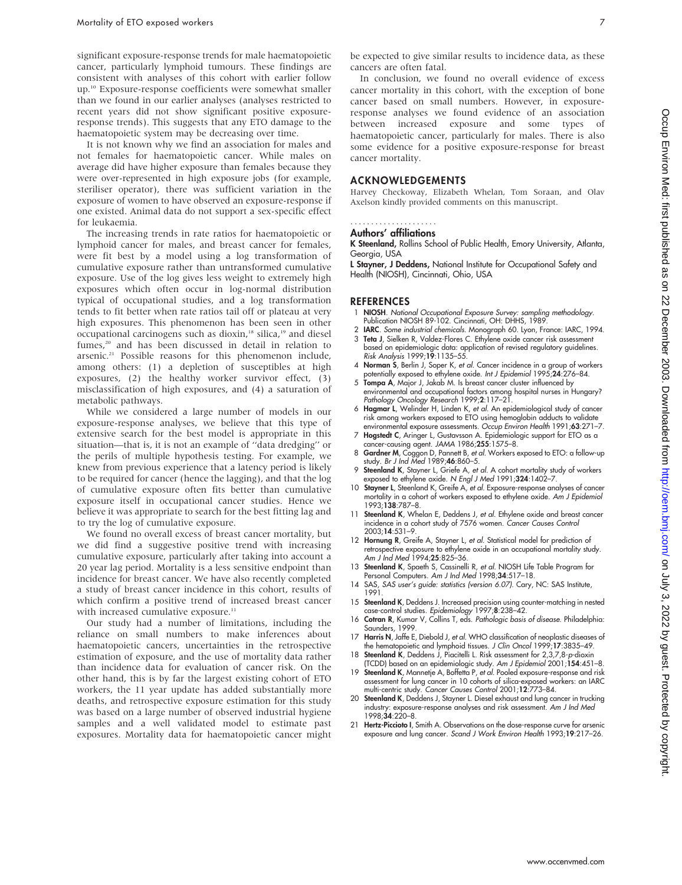significant exposure-response trends for male haematopoietic cancer, particularly lymphoid tumours. These findings are consistent with analyses of this cohort with earlier follow up.[10] Exposure-response coefficients were somewhat smaller than we found in our earlier analyses (analyses restricted to recent years did not show significant positive exposure-response trends). This suggests that any ETO damage to the haematopoietic system may be decreasing over time.

It is not known why we find an association for males and not females for haematopoietic cancer. While males on average did have higher exposure than females because they were over-represented in high exposure jobs (for example, steriliser operator), there was sufficient variation in the exposure of women to have observed an exposure-response if one existed. Animal data do not support a sex-specific effect for leukaemia.

The increasing trends in rate ratios for haematopoietic or lymphoid cancer for males, and breast cancer for females, were fit best by a model using a log transformation of cumulative exposure rather than untransformed cumulative exposure. Use of the log gives less weight to extremely high exposures which often occur in log-normal distribution typical of occupational studies, and a log transformation tends to fit better when rate ratios tail off or plateau at very high exposures. This phenomenon has been seen in other occupational carcinogens such as dioxin,[18] silica,[19] and diesel fumes,[20] and has been discussed in detail in relation to arsenic.[21] Possible reasons for this phenomenon include, among others: (1) a depletion of susceptibles at high exposures, (2) the healthy worker survivor effect, (3) misclassification of high exposures, and (4) a saturation of metabolic pathways.

While we considered a large number of models in our exposure-response analyses, we believe that this type of extensive search for the best model is appropriate in this situation—that is, it is not an example of "data dredging" or the perils of multiple hypothesis testing. For example, we knew from previous experience that a latency period is likely to be required for cancer (hence the lagging), and that the log of cumulative exposure often fits better than cumulative exposure itself in occupational cancer studies. Hence we believe it was appropriate to search for the best fitting lag and to try the log of cumulative exposure.

We found no overall excess of breast cancer mortality, but we did find a suggestive positive trend with increasing cumulative exposure, particularly after taking into account a 20 year lag period. Mortality is a less sensitive endpoint than incidence for breast cancer. We have also recently completed a study of breast cancer incidence in this cohort, results of which confirm a positive trend of increased breast cancer with increased cumulative exposure.[11]

Our study had a number of limitations, including the reliance on small numbers to make inferences about haematopoietic cancers, uncertainties in the retrospective estimation of exposure, and the use of mortality data rather than incidence data for evaluation of cancer risk. On the other hand, this is by far the largest existing cohort of ETO workers, the 11 year update has added substantially more deaths, and retrospective exposure estimation for this study was based on a large number of observed industrial hygiene samples and a well validated model to estimate past exposures. Mortality data for haematopoietic cancer might be expected to give similar results to incidence data, as these cancers are often fatal.

In conclusion, we found no overall evidence of excess cancer mortality in this cohort, with the exception of bone cancer based on small numbers. However, in exposure-response analyses we found evidence of an association between increased exposure and some types of haematopoietic cancer, particularly for males. There is also some evidence for a positive exposure-response for breast cancer mortality.

## ACKNOWLEDGEMENTS

Harvey Checkoway, Elizabeth Whelan, Tom Soraan, and Olav Axelson kindly provided comments on this manuscript.

### Authors' affiliations

**K Steenland,** Rollins School of Public Health, Emory University, Atlanta, Georgia, USA

**L Stayner, J Deddens,** National Institute for Occupational Safety and Health (NIOSH), Cincinnati, Ohio, USA

## REFERENCES

1. **NIOSH**. *National Occupational Exposure Survey: sampling methodology.* Publication NIOSH 89-102. Cincinnati, OH: DHHS, 1989.
2. **IARC**. *Some industrial chemicals.* Monograph 60. Lyon, France: IARC, 1994.
3. **Teta J**, Sielken R, Valdez-Flores C. Ethylene oxide cancer risk assessment based on epidemiologic data: application of revised regulatory guidelines. *Risk Analysis* 1999;**19**:1135–55.
4. **Norman S**, Berlin J, Soper K, *et al*. Cancer incidence in a group of workers potentially exposed to ethylene oxide. *Int J Epidemiol* 1995;**24**:276–84.
5. **Tompa A**, Major J, Jakab M. Is breast cancer cluster influenced by environmental and occupational factors among hospital nurses in Hungary? *Pathology Oncology Research* 1999;**2**:117–21.
6. **Hagmar L**, Welinder H, Linden K, *et al*. An epidemiological study of cancer risk among workers exposed to ETO using hemoglobin adducts to validate environmental exposure assessments. *Occup Environ Health* 1991;**63**:271–7.
7. **Hogstedt C**, Aringer L, Gustavsson A. Epidemiologic support for ETO as a cancer-causing agent. *JAMA* 1986;**255**:1575–8.
8. **Gardner M**, Coggon D, Pannett B, *et al*. Workers exposed to ETO: a follow-up study. *Br J Ind Med* 1989;**46**:860–5.
9. **Steenland K**, Stayner L, Griefe A, *et al*. A cohort mortality study of workers exposed to ethylene oxide. *N Engl J Med* 1991;**324**:1402–7.
10. **Stayner L**, Steenland K, Greife A, *et al*. Exposure-response analyses of cancer mortality in a cohort of workers exposed to ethylene oxide. *Am J Epidemiol* 1993;**138**:787–8.
11. **Steenland K**, Whelan E, Deddens J, *et al*. Ethylene oxide and breast cancer incidence in a cohort study of 7576 women. *Cancer Causes Control* 2003;**14**:531–9.
12. **Hornung R**, Greife A, Stayner L, *et al*. Statistical model for prediction of retrospective exposure to ethylene oxide in an occupational mortality study. *Am J Ind Med* 1994;**25**:825–36.
13. **Steenland K**, Spaeth S, Cassinelli R, *et al*. NIOSH Life Table Program for Personal Computers. *Am J Ind Med* 1998;**34**:517–18.
14. SAS, *SAS user's guide: statistics (version 6.07)*. Cary, NC: SAS Institute, 1991.
15. **Steenland K**, Deddens J. Increased precision using counter-matching in nested case-control studies. *Epidemiology* 1997;**8**:238–42.
16. **Cotran R**, Kumar V, Collins T, eds. *Pathologic basis of disease.* Philadelphia: Saunders, 1999.
17. **Harris N**, Jaffe E, Diebold J, *et al*. WHO classification of neoplastic diseases of the hematopoietic and lymphoid tissues. *J Clin Oncol* 1999;**17**:3835–49.
18. **Steenland K**, Deddens J, Piacitelli L. Risk assessment for 2,3,7,8-*p*-dioxin (TCDD) based on an epidemiologic study. *Am J Epidemiol* 2001;**154**:451–8.
19. **Steenland K**, Mannetje A, Boffetta P, *et al*. Pooled exposure-response and risk assessment for lung cancer in 10 cohorts of silica-exposed workers: an IARC multi-centric study. *Cancer Causes Control* 2001;**12**:773–84.
20. **Steenland K**, Deddens J, Stayner L. Diesel exhaust and lung cancer in trucking industry: exposure-response analyses and risk assessment. *Am J Ind Med* 1998;**34**:220–8.
21. **Hertz-Picciotto I**, Smith A. Observations on the dose-response curve for arsenic exposure and lung cancer. *Scand J Work Environ Health* 1993;**19**:217–26.